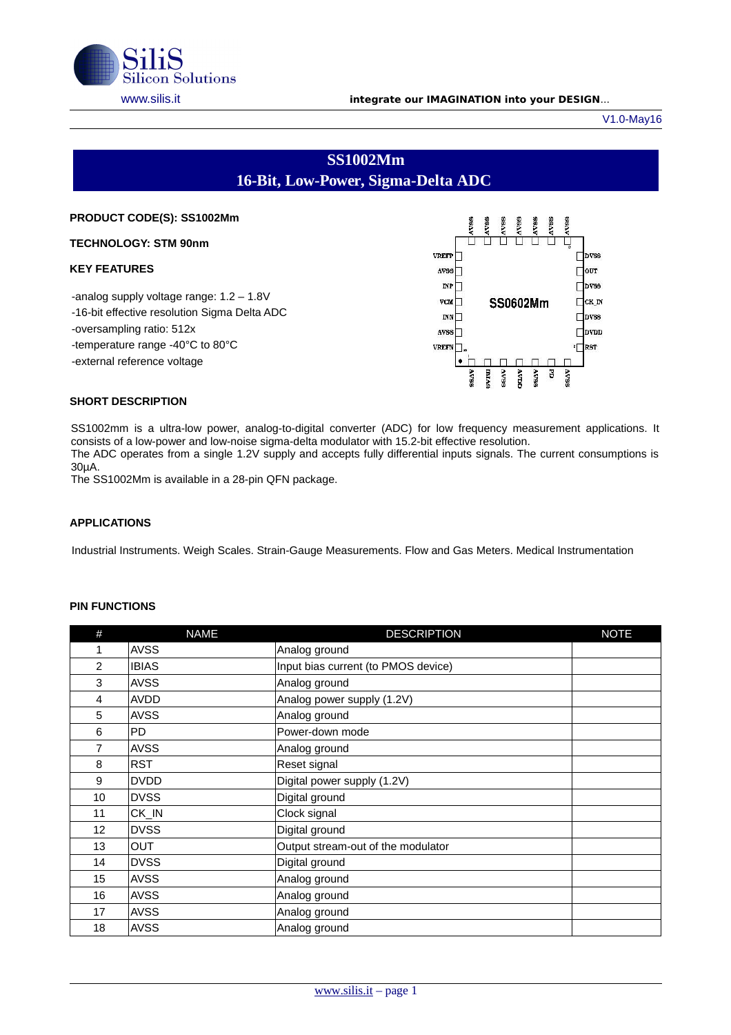# SS1002Mm

## 16-Bit, Low-Power, Sigma-Delta ADC

**PRODUCT CODE(S): SS1002Mm**

**TECHNOLOGY: STM 90nm**

**KEY FEATURES**

-analog supply voltage range: 1.2 – 1.8V
-16-bit effective resolution Sigma Delta ADC
-oversampling ratio: 512x
-temperature range -40°C to 80°C
-external reference voltage

**SHORT DESCRIPTION**

SS1002mm is a ultra-low power, analog-to-digital converter (ADC) for low frequency measurement applications. It consists of a low-power and low-noise sigma-delta modulator with 15.2-bit effective resolution.
The ADC operates from a single 1.2V supply and accepts fully differential inputs signals. The current consumptions is 30µA.
The SS1002Mm is available in a 28-pin QFN package.

**APPLICATIONS**

Industrial Instruments. Weigh Scales. Strain-Gauge Measurements. Flow and Gas Meters. Medical Instrumentation

**PIN FUNCTIONS**

| # | NAME | DESCRIPTION | NOTE |
|---|---|---|---|
| 1 | AVSS | Analog ground | |
| 2 | IBIAS | Input bias current (to PMOS device) | |
| 3 | AVSS | Analog ground | |
| 4 | AVDD | Analog power supply (1.2V) | |
| 5 | AVSS | Analog ground | |
| 6 | PD | Power-down mode | |
| 7 | AVSS | Analog ground | |
| 8 | RST | Reset signal | |
| 9 | DVDD | Digital power supply (1.2V) | |
| 10 | DVSS | Digital ground | |
| 11 | CK_IN | Clock signal | |
| 12 | DVSS | Digital ground | |
| 13 | OUT | Output stream-out of the modulator | |
| 14 | DVSS | Digital ground | |
| 15 | AVSS | Analog ground | |
| 16 | AVSS | Analog ground | |
| 17 | AVSS | Analog ground | |
| 18 | AVSS | Analog ground | |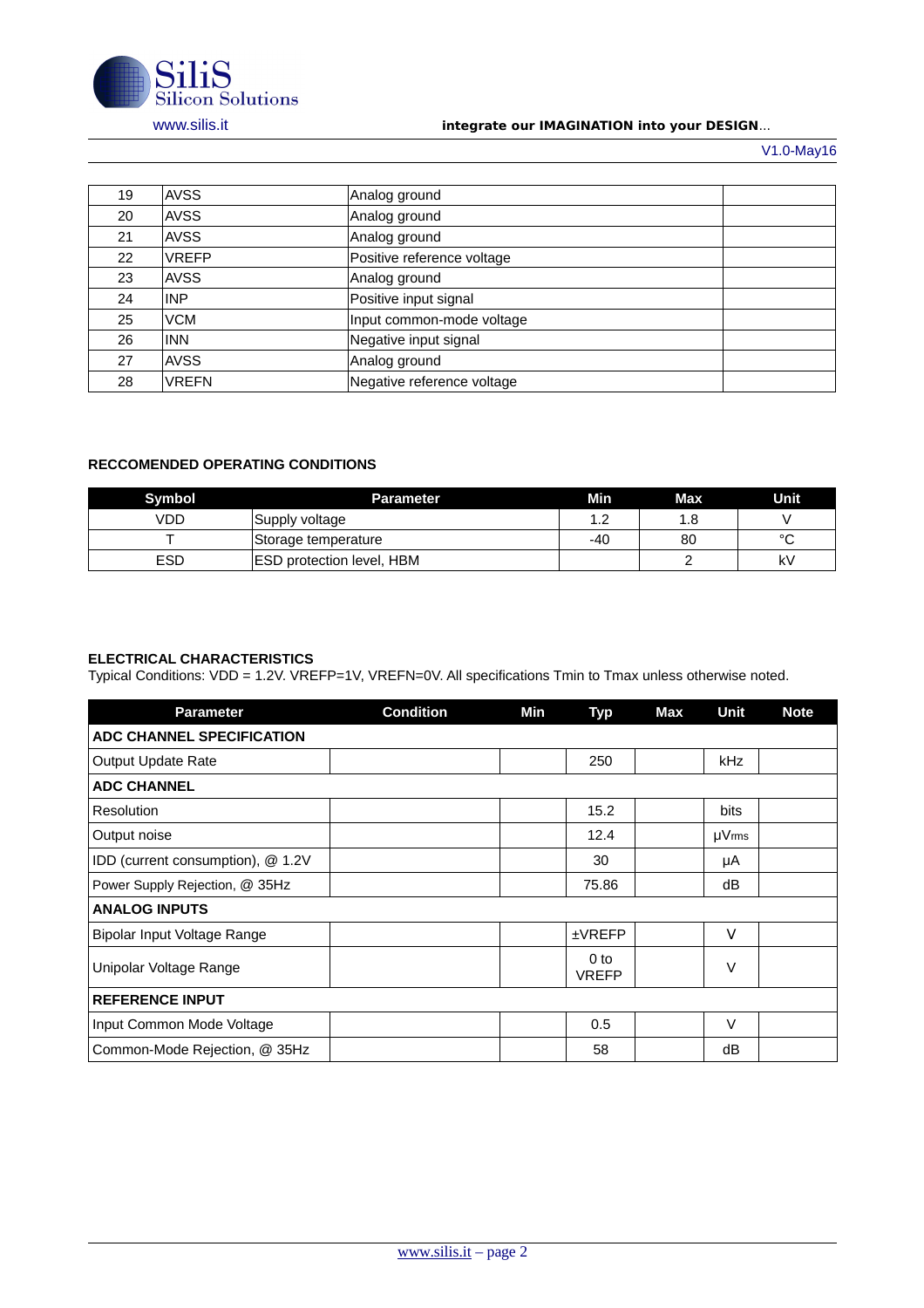| | | | |
|---|---|---|---|
| 19 | AVSS | Analog ground | |
| 20 | AVSS | Analog ground | |
| 21 | AVSS | Analog ground | |
| 22 | VREFP | Positive reference voltage | |
| 23 | AVSS | Analog ground | |
| 24 | INP | Positive input signal | |
| 25 | VCM | Input common-mode voltage | |
| 26 | INN | Negative input signal | |
| 27 | AVSS | Analog ground | |
| 28 | VREFN | Negative reference voltage | |

**RECCOMENDED OPERATING CONDITIONS**

| Symbol | Parameter | Min | Max | Unit |
|---|---|---|---|---|
| VDD | Supply voltage | 1.2 | 1.8 | V |
| T | Storage temperature | -40 | 80 | °C |
| ESD | ESD protection level, HBM | | 2 | kV |

**ELECTRICAL CHARACTERISTICS**

Typical Conditions: VDD = 1.2V. VREFP=1V, VREFN=0V. All specifications Tmin to Tmax unless otherwise noted.

| Parameter | Condition | Min | Typ | Max | Unit | Note |
|---|---|---|---|---|---|---|
| **ADC CHANNEL SPECIFICATION** | | | | | | |
| Output Update Rate | | | 250 | | kHz | |
| **ADC CHANNEL** | | | | | | |
| Resolution | | | 15.2 | | bits | |
| Output noise | | | 12.4 | | μVrms | |
| IDD (current consumption), @ 1.2V | | | 30 | | μA | |
| Power Supply Rejection, @ 35Hz | | | 75.86 | | dB | |
| **ANALOG INPUTS** | | | | | | |
| Bipolar Input Voltage Range | | | ±VREFP | | V | |
| Unipolar Voltage Range | | | 0 to VREFP | | V | |
| **REFERENCE INPUT** | | | | | | |
| Input Common Mode Voltage | | | 0.5 | | V | |
| Common-Mode Rejection, @ 35Hz | | | 58 | | dB | |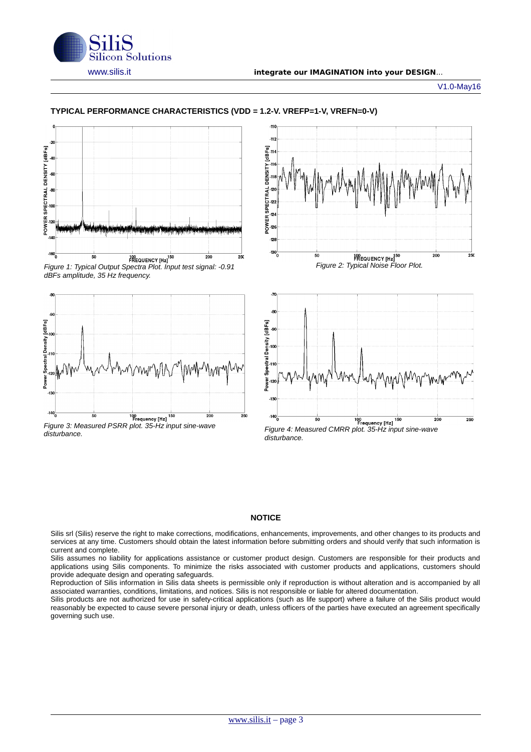### TYPICAL PERFORMANCE CHARACTERISTICS (VDD = 1.2-V. VREFP=1-V, VREFN=0-V)

POWER SPECTRAL DENSITY [dBFs]
0
-20
-40
-60
-80
-100
-120
-140
-160
0 50 100 150 200 250
FREQUENCY [Hz]

*Figure 1: Typical Output Spectra Plot. Input test signal: -0.91 dBFs amplitude, 35 Hz frequency.*

POWER SPECTRAL DENSITY [dBFs]
-110
-112
-114
-116
-118
-120
-122
-124
-126
-128
-130
0 50 100 150 200 250
FREQUENCY [Hz]

*Figure 2: Typical Noise Floor Plot.*

Power Spectral Density [dBFs]
-80
-90
-100
-110
-120
-130
-140
0 50 100 150 200 250
Frequency [Hz]

*Figure 3: Measured PSRR plot. 35-Hz input sine-wave disturbance.*

Power Spectral Density [dBFs]
-70
-80
-90
-100
-110
-120
-130
-140
0 50 100 150 200 250
Frequency [Hz]

*Figure 4: Measured CMRR plot. 35-Hz input sine-wave disturbance.*

### NOTICE

Silis srl (Silis) reserve the right to make corrections, modifications, enhancements, improvements, and other changes to its products and services at any time. Customers should obtain the latest information before submitting orders and should verify that such information is current and complete.

Silis assumes no liability for applications assistance or customer product design. Customers are responsible for their products and applications using Silis components. To minimize the risks associated with customer products and applications, customers should provide adequate design and operating safeguards.

Reproduction of Silis information in Silis data sheets is permissible only if reproduction is without alteration and is accompanied by all associated warranties, conditions, limitations, and notices. Silis is not responsible or liable for altered documentation.

Silis products are not authorized for use in safety-critical applications (such as life support) where a failure of the Silis product would reasonably be expected to cause severe personal injury or death, unless officers of the parties have executed an agreement specifically governing such use.